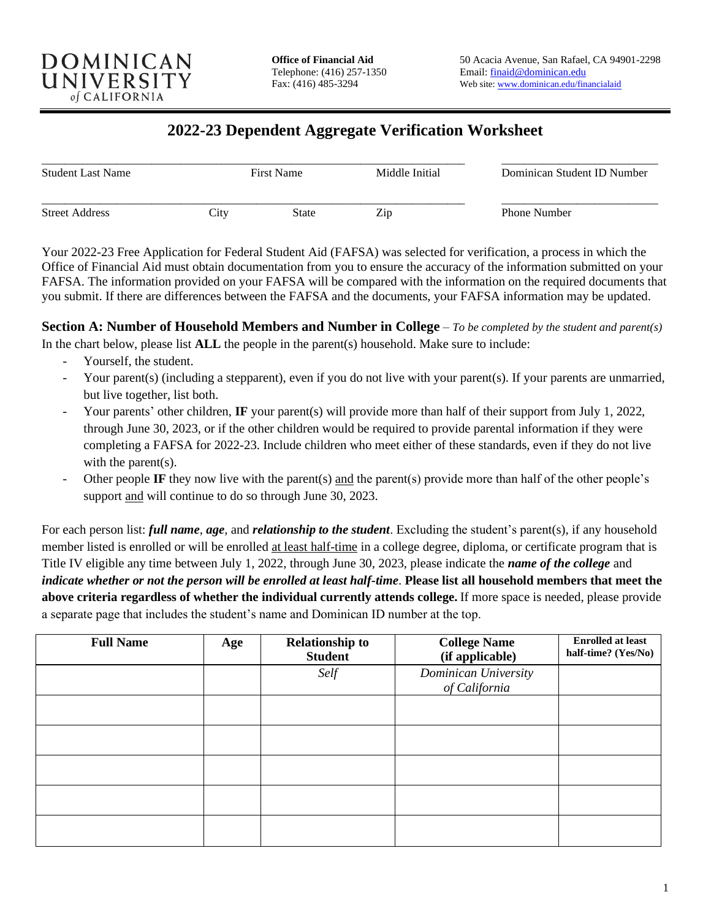DOMINICAN UNIVERSITY of CALIFORNIA

**Office of Financial Aid**
Telephone: (416) 257-1350
Fax: (416) 485-3294

50 Acacia Avenue, San Rafael, CA 94901-2298
Email: finaid@dominican.edu
Web site: www.dominican.edu/financialaid

# 2022-23 Dependent Aggregate Verification Worksheet

_______________________________________________ _______________________
Student Last Name First Name Middle Initial Dominican Student ID Number

_______________________________________________ _______________________
Street Address City State Zip Phone Number

Your 2022-23 Free Application for Federal Student Aid (FAFSA) was selected for verification, a process in which the Office of Financial Aid must obtain documentation from you to ensure the accuracy of the information submitted on your FAFSA. The information provided on your FAFSA will be compared with the information on the required documents that you submit. If there are differences between the FAFSA and the documents, your FAFSA information may be updated.

**Section A: Number of Household Members and Number in College** – *To be completed by the student and parent(s)*

In the chart below, please list **ALL** the people in the parent(s) household. Make sure to include:

- Yourself, the student.
- Your parent(s) (including a stepparent), even if you do not live with your parent(s). If your parents are unmarried, but live together, list both.
- Your parents' other children, **IF** your parent(s) will provide more than half of their support from July 1, 2022, through June 30, 2023, or if the other children would be required to provide parental information if they were completing a FAFSA for 2022-23. Include children who meet either of these standards, even if they do not live with the parent(s).
- Other people **IF** they now live with the parent(s) and the parent(s) provide more than half of the other people's support and will continue to do so through June 30, 2023.

For each person list: ***full name***, ***age***, and ***relationship to the student***. Excluding the student's parent(s), if any household member listed is enrolled or will be enrolled at least half-time in a college degree, diploma, or certificate program that is Title IV eligible any time between July 1, 2022, through June 30, 2023, please indicate the ***name of the college*** and ***indicate whether or not the person will be enrolled at least half-time***. **Please list all household members that meet the above criteria regardless of whether the individual currently attends college.** If more space is needed, please provide a separate page that includes the student's name and Dominican ID number at the top.

| Full Name | Age | Relationship to Student | College Name (if applicable) | Enrolled at least half-time? (Yes/No) |
|---|---|---|---|---|
| | | *Self* | *Dominican University of California* | |
| | | | | |
| | | | | |
| | | | | |
| | | | | |
| | | | | |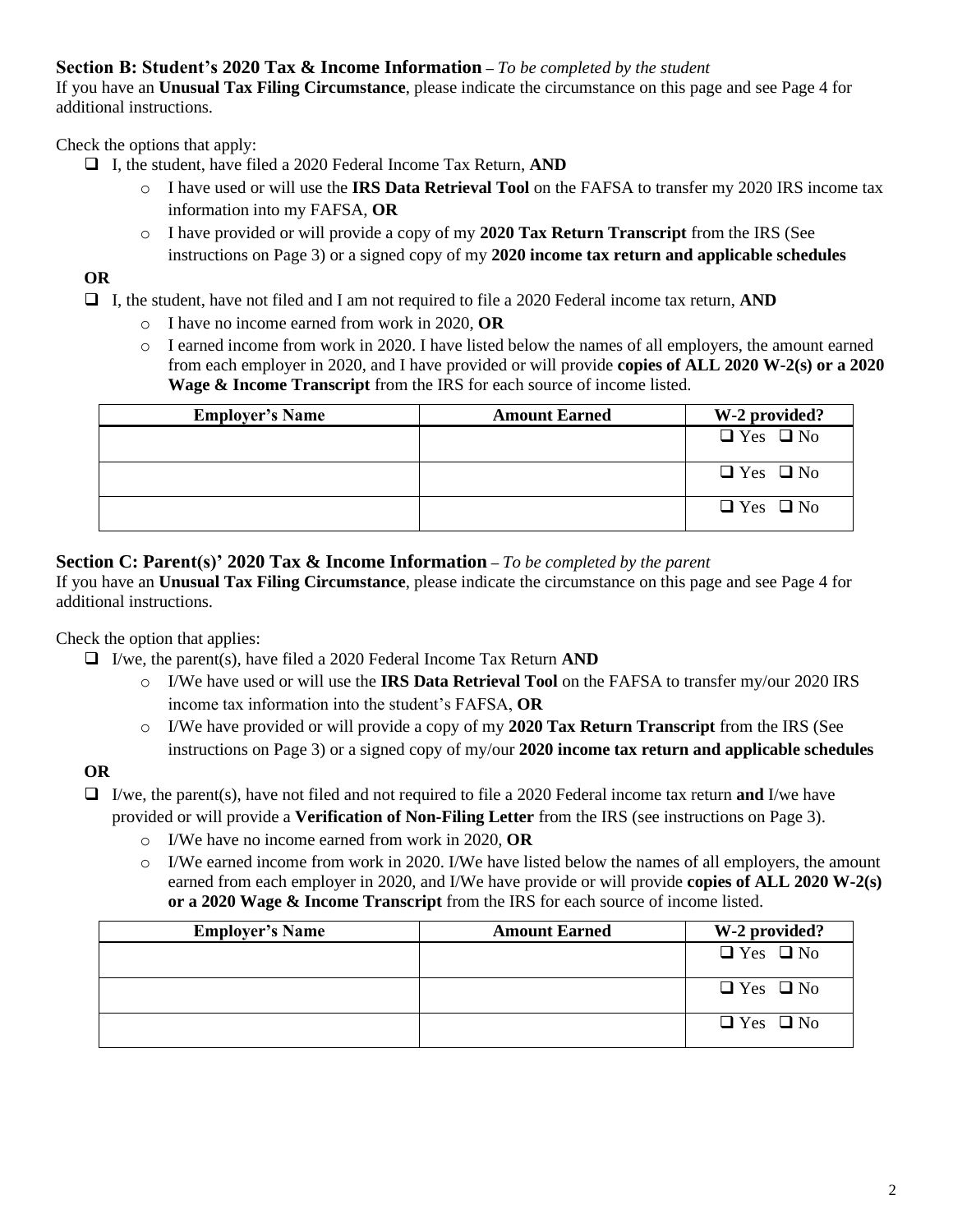## Section B: Student's 2020 Tax & Income Information – *To be completed by the student*

If you have an **Unusual Tax Filing Circumstance**, please indicate the circumstance on this page and see Page 4 for additional instructions.

Check the options that apply:

- ❑ I, the student, have filed a 2020 Federal Income Tax Return, **AND**
  - I have used or will use the **IRS Data Retrieval Tool** on the FAFSA to transfer my 2020 IRS income tax information into my FAFSA, **OR**
  - I have provided or will provide a copy of my **2020 Tax Return Transcript** from the IRS (See instructions on Page 3) or a signed copy of my **2020 income tax return and applicable schedules**

**OR**

- ❑ I, the student, have not filed and I am not required to file a 2020 Federal income tax return, **AND**
  - I have no income earned from work in 2020, **OR**
  - I earned income from work in 2020. I have listed below the names of all employers, the amount earned from each employer in 2020, and I have provided or will provide **copies of ALL 2020 W-2(s) or a 2020 Wage & Income Transcript** from the IRS for each source of income listed.

| Employer's Name | Amount Earned | W-2 provided? |
|---|---|---|
| | | ❑ Yes ❑ No |
| | | ❑ Yes ❑ No |
| | | ❑ Yes ❑ No |

## Section C: Parent(s)' 2020 Tax & Income Information – *To be completed by the parent*

If you have an **Unusual Tax Filing Circumstance**, please indicate the circumstance on this page and see Page 4 for additional instructions.

Check the option that applies:

- ❑ I/we, the parent(s), have filed a 2020 Federal Income Tax Return **AND**
  - I/We have used or will use the **IRS Data Retrieval Tool** on the FAFSA to transfer my/our 2020 IRS income tax information into the student's FAFSA, **OR**
  - I/We have provided or will provide a copy of my **2020 Tax Return Transcript** from the IRS (See instructions on Page 3) or a signed copy of my/our **2020 income tax return and applicable schedules**

**OR**

- ❑ I/we, the parent(s), have not filed and not required to file a 2020 Federal income tax return **and** I/we have provided or will provide a **Verification of Non-Filing Letter** from the IRS (see instructions on Page 3).
  - I/We have no income earned from work in 2020, **OR**
  - I/We earned income from work in 2020. I/We have listed below the names of all employers, the amount earned from each employer in 2020, and I/We have provide or will provide **copies of ALL 2020 W-2(s) or a 2020 Wage & Income Transcript** from the IRS for each source of income listed.

| Employer's Name | Amount Earned | W-2 provided? |
|---|---|---|
| | | ❑ Yes ❑ No |
| | | ❑ Yes ❑ No |
| | | ❑ Yes ❑ No |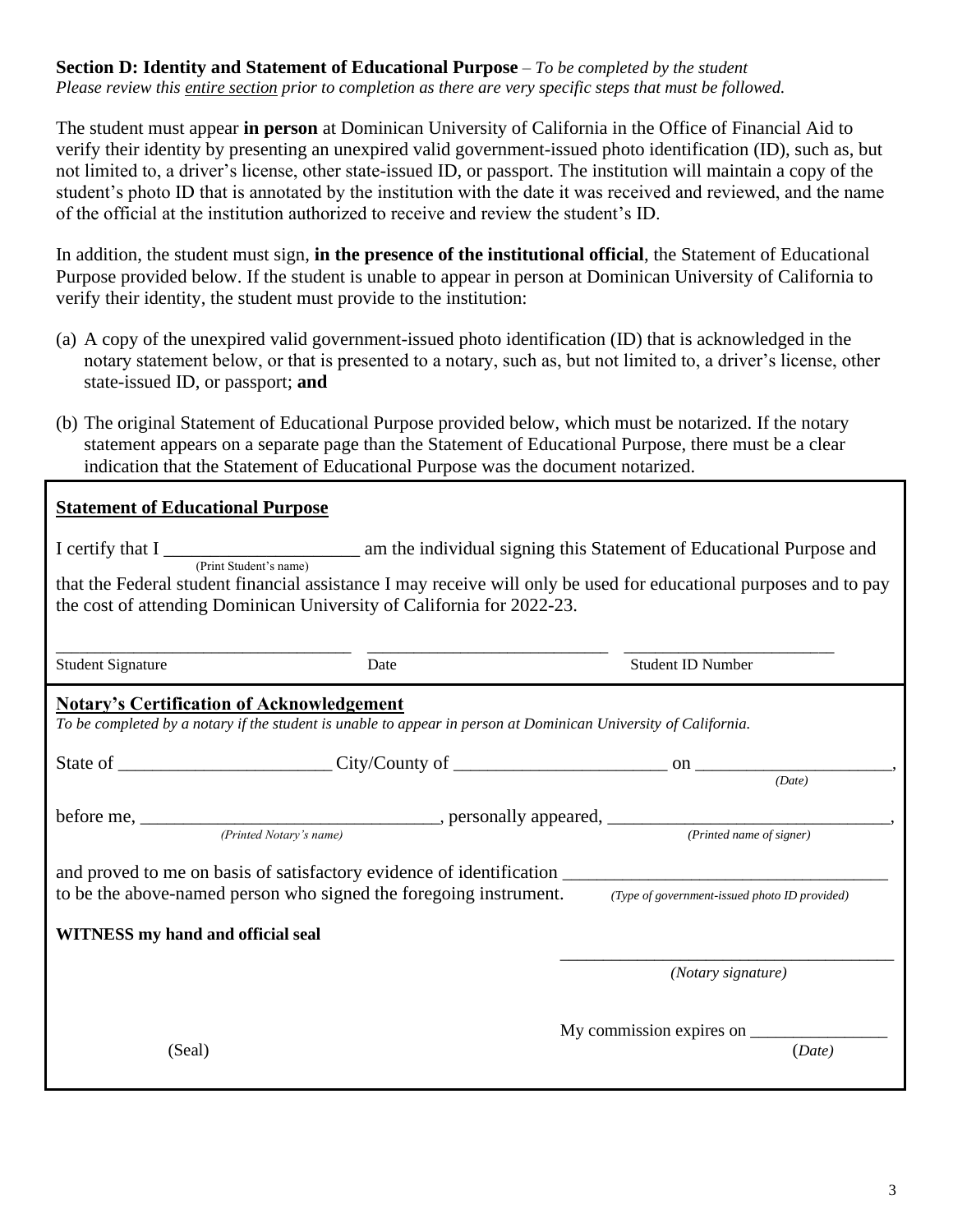**Section D: Identity and Statement of Educational Purpose** – *To be completed by the student*
*Please review this entire section prior to completion as there are very specific steps that must be followed.*

The student must appear **in person** at Dominican University of California in the Office of Financial Aid to verify their identity by presenting an unexpired valid government-issued photo identification (ID), such as, but not limited to, a driver's license, other state-issued ID, or passport. The institution will maintain a copy of the student's photo ID that is annotated by the institution with the date it was received and reviewed, and the name of the official at the institution authorized to receive and review the student's ID.

In addition, the student must sign, **in the presence of the institutional official**, the Statement of Educational Purpose provided below. If the student is unable to appear in person at Dominican University of California to verify their identity, the student must provide to the institution:

(a) A copy of the unexpired valid government-issued photo identification (ID) that is acknowledged in the notary statement below, or that is presented to a notary, such as, but not limited to, a driver's license, other state-issued ID, or passport; **and**

(b) The original Statement of Educational Purpose provided below, which must be notarized. If the notary statement appears on a separate page than the Statement of Educational Purpose, there must be a clear indication that the Statement of Educational Purpose was the document notarized.

**Statement of Educational Purpose**

I certify that I _____________________ am the individual signing this Statement of Educational Purpose and
(Print Student's name)
that the Federal student financial assistance I may receive will only be used for educational purposes and to pay the cost of attending Dominican University of California for 2022-23.

_______________________ _______________________ _______________________
Student Signature Date Student ID Number

**Notary's Certification of Acknowledgement**
*To be completed by a notary if the student is unable to appear in person at Dominican University of California.*

State of _______________________ City/County of _______________________ on _____________________,
*(Date)*

before me, ________________________________, personally appeared, _______________________________,
*(Printed Notary's name)* *(Printed name of signer)*

and proved to me on basis of satisfactory evidence of identification __________________________________
to be the above-named person who signed the foregoing instrument. *(Type of government-issued photo ID provided)*

**WITNESS my hand and official seal**

_______________________________________
*(Notary signature)*

My commission expires on ________________
(Seal) (*Date)*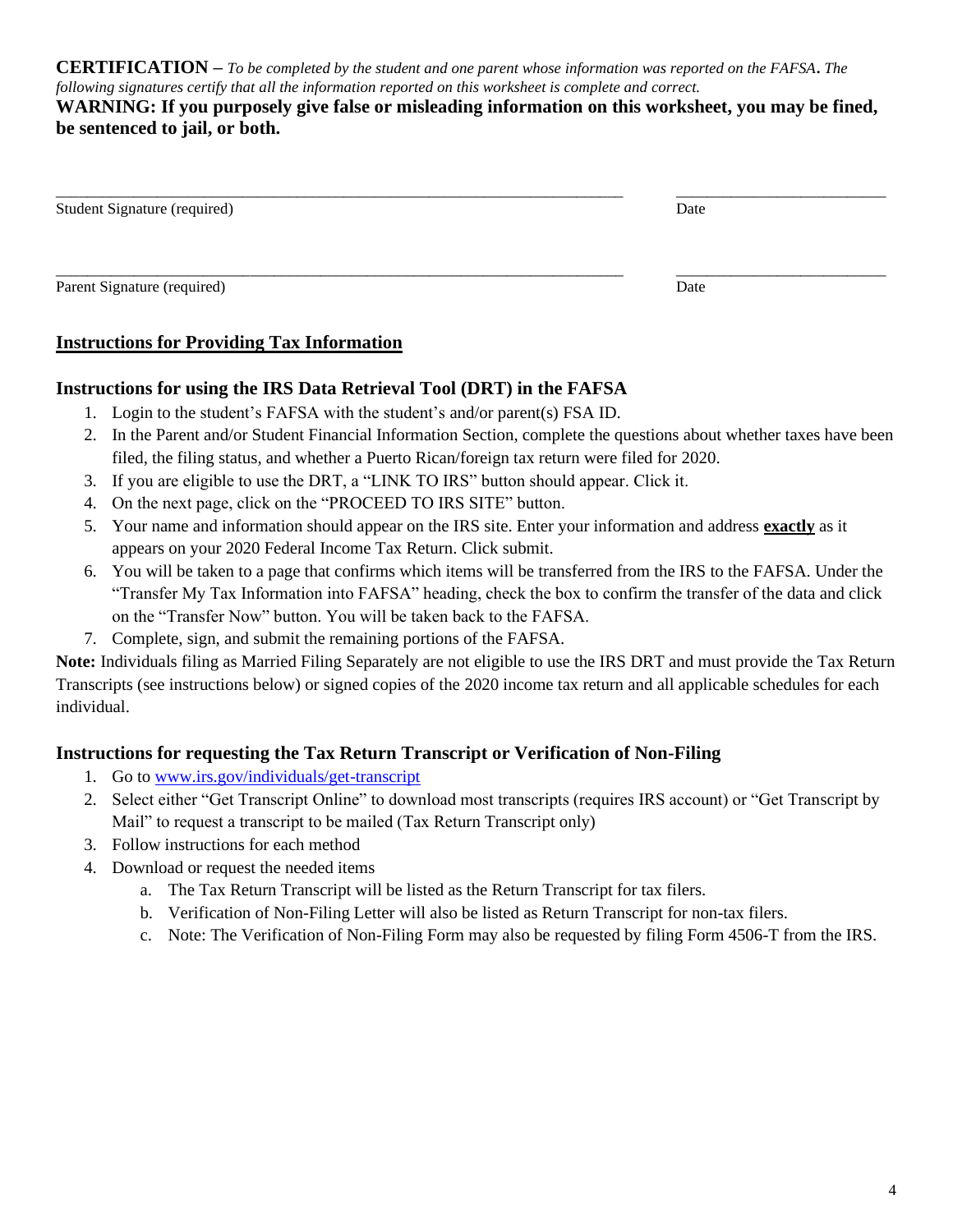**CERTIFICATION –** *To be completed by the student and one parent whose information was reported on the FAFSA***.** *The following signatures certify that all the information reported on this worksheet is complete and correct.*

**WARNING: If you purposely give false or misleading information on this worksheet, you may be fined, be sentenced to jail, or both.**

_______________________________________________ ____________________

Student Signature (required) Date

_______________________________________________ ____________________

Parent Signature (required) Date

## Instructions for Providing Tax Information

### Instructions for using the IRS Data Retrieval Tool (DRT) in the FAFSA

1. Login to the student's FAFSA with the student's and/or parent(s) FSA ID.
2. In the Parent and/or Student Financial Information Section, complete the questions about whether taxes have been filed, the filing status, and whether a Puerto Rican/foreign tax return were filed for 2020.
3. If you are eligible to use the DRT, a "LINK TO IRS" button should appear. Click it.
4. On the next page, click on the "PROCEED TO IRS SITE" button.
5. Your name and information should appear on the IRS site. Enter your information and address **exactly** as it appears on your 2020 Federal Income Tax Return. Click submit.
6. You will be taken to a page that confirms which items will be transferred from the IRS to the FAFSA. Under the "Transfer My Tax Information into FAFSA" heading, check the box to confirm the transfer of the data and click on the "Transfer Now" button. You will be taken back to the FAFSA.
7. Complete, sign, and submit the remaining portions of the FAFSA.

**Note:** Individuals filing as Married Filing Separately are not eligible to use the IRS DRT and must provide the Tax Return Transcripts (see instructions below) or signed copies of the 2020 income tax return and all applicable schedules for each individual.

### Instructions for requesting the Tax Return Transcript or Verification of Non-Filing

1. Go to www.irs.gov/individuals/get-transcript
2. Select either "Get Transcript Online" to download most transcripts (requires IRS account) or "Get Transcript by Mail" to request a transcript to be mailed (Tax Return Transcript only)
3. Follow instructions for each method
4. Download or request the needed items
   a. The Tax Return Transcript will be listed as the Return Transcript for tax filers.
   b. Verification of Non-Filing Letter will also be listed as Return Transcript for non-tax filers.
   c. Note: The Verification of Non-Filing Form may also be requested by filing Form 4506-T from the IRS.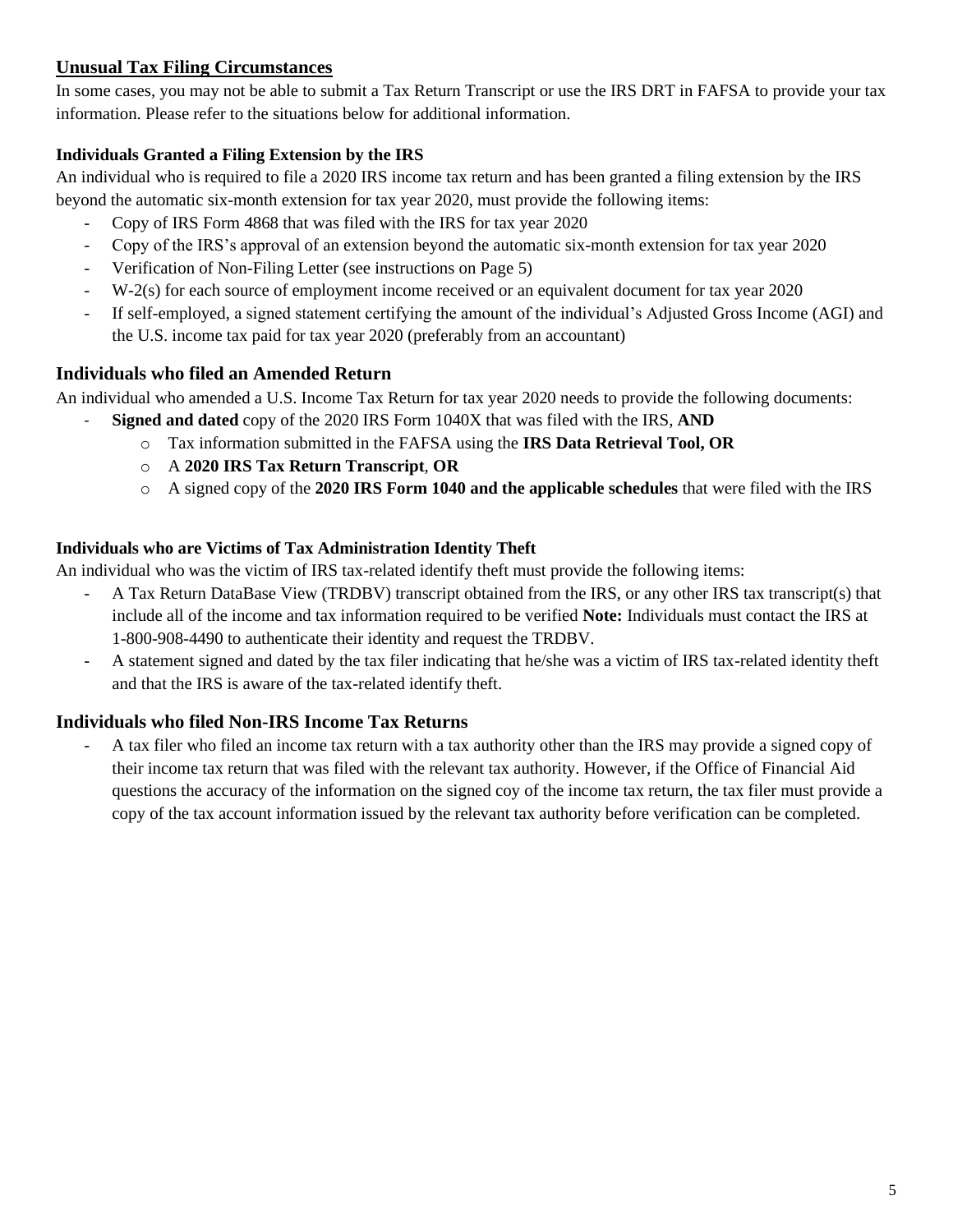## Unusual Tax Filing Circumstances

In some cases, you may not be able to submit a Tax Return Transcript or use the IRS DRT in FAFSA to provide your tax information. Please refer to the situations below for additional information.

### Individuals Granted a Filing Extension by the IRS

An individual who is required to file a 2020 IRS income tax return and has been granted a filing extension by the IRS beyond the automatic six-month extension for tax year 2020, must provide the following items:

- Copy of IRS Form 4868 that was filed with the IRS for tax year 2020
- Copy of the IRS's approval of an extension beyond the automatic six-month extension for tax year 2020
- Verification of Non-Filing Letter (see instructions on Page 5)
- W-2(s) for each source of employment income received or an equivalent document for tax year 2020
- If self-employed, a signed statement certifying the amount of the individual's Adjusted Gross Income (AGI) and the U.S. income tax paid for tax year 2020 (preferably from an accountant)

### Individuals who filed an Amended Return

An individual who amended a U.S. Income Tax Return for tax year 2020 needs to provide the following documents:

- **Signed and dated** copy of the 2020 IRS Form 1040X that was filed with the IRS, **AND**
  - Tax information submitted in the FAFSA using the **IRS Data Retrieval Tool, OR**
  - A **2020 IRS Tax Return Transcript**, **OR**
  - A signed copy of the **2020 IRS Form 1040 and the applicable schedules** that were filed with the IRS

### Individuals who are Victims of Tax Administration Identity Theft

An individual who was the victim of IRS tax-related identify theft must provide the following items:

- A Tax Return DataBase View (TRDBV) transcript obtained from the IRS, or any other IRS tax transcript(s) that include all of the income and tax information required to be verified **Note:** Individuals must contact the IRS at 1-800-908-4490 to authenticate their identity and request the TRDBV.
- A statement signed and dated by the tax filer indicating that he/she was a victim of IRS tax-related identity theft and that the IRS is aware of the tax-related identify theft.

### Individuals who filed Non-IRS Income Tax Returns

- A tax filer who filed an income tax return with a tax authority other than the IRS may provide a signed copy of their income tax return that was filed with the relevant tax authority. However, if the Office of Financial Aid questions the accuracy of the information on the signed coy of the income tax return, the tax filer must provide a copy of the tax account information issued by the relevant tax authority before verification can be completed.